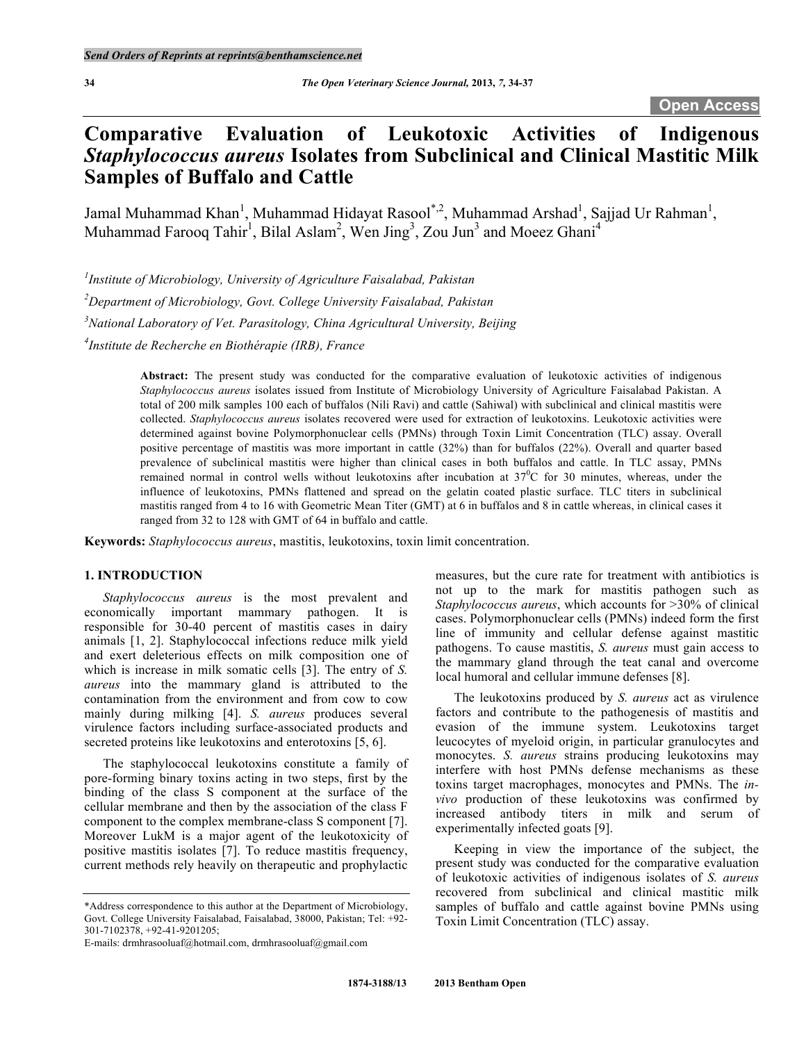# Comparative Evaluation of Leukotoxic Activities of Indigenous *Staphylococcus aureus* Isolates from Subclinical and Clinical Mastitic Milk Samples of Buffalo and Cattle

Jamal Muhammad Khan[1], Muhammad Hidayat Rasool[*,2], Muhammad Arshad[1], Sajjad Ur Rahman[1], Muhammad Farooq Tahir[1], Bilal Aslam[2], Wen Jing[3], Zou Jun[3] and Moeez Ghani[4]

[1]Institute of Microbiology, University of Agriculture Faisalabad, Pakistan

[2]Department of Microbiology, Govt. College University Faisalabad, Pakistan

[3]National Laboratory of Vet. Parasitology, China Agricultural University, Beijing

[4]Institute de Recherche en Biothérapie (IRB), France

**Abstract:** The present study was conducted for the comparative evaluation of leukotoxic activities of indigenous *Staphylococcus aureus* isolates issued from Institute of Microbiology University of Agriculture Faisalabad Pakistan. A total of 200 milk samples 100 each of buffalos (Nili Ravi) and cattle (Sahiwal) with subclinical and clinical mastitis were collected. *Staphylococcus aureus* isolates recovered were used for extraction of leukotoxins. Leukotoxic activities were determined against bovine Polymorphonuclear cells (PMNs) through Toxin Limit Concentration (TLC) assay. Overall positive percentage of mastitis was more important in cattle (32%) than for buffalos (22%). Overall and quarter based prevalence of subclinical mastitis were higher than clinical cases in both buffalos and cattle. In TLC assay, PMNs remained normal in control wells without leukotoxins after incubation at $37^0$C for 30 minutes, whereas, under the influence of leukotoxins, PMNs flattened and spread on the gelatin coated plastic surface. TLC titers in subclinical mastitis ranged from 4 to 16 with Geometric Mean Titer (GMT) at 6 in buffalos and 8 in cattle whereas, in clinical cases it ranged from 32 to 128 with GMT of 64 in buffalo and cattle.

**Keywords:** *Staphylococcus aureus*, mastitis, leukotoxins, toxin limit concentration.

## 1. INTRODUCTION

*Staphylococcus aureus* is the most prevalent and economically important mammary pathogen. It is responsible for 30-40 percent of mastitis cases in dairy animals [1, 2]. Staphylococcal infections reduce milk yield and exert deleterious effects on milk composition one of which is increase in milk somatic cells [3]. The entry of *S. aureus* into the mammary gland is attributed to the contamination from the environment and from cow to cow mainly during milking [4]. *S. aureus* produces several virulence factors including surface-associated products and secreted proteins like leukotoxins and enterotoxins [5, 6].

The staphylococcal leukotoxins constitute a family of pore-forming binary toxins acting in two steps, first by the binding of the class S component at the surface of the cellular membrane and then by the association of the class F component to the complex membrane-class S component [7]. Moreover LukM is a major agent of the leukotoxicity of positive mastitis isolates [7]. To reduce mastitis frequency, current methods rely heavily on therapeutic and prophylactic measures, but the cure rate for treatment with antibiotics is not up to the mark for mastitis pathogen such as *Staphylococcus aureus*, which accounts for >30% of clinical cases. Polymorphonuclear cells (PMNs) indeed form the first line of immunity and cellular defense against mastitic pathogens. To cause mastitis, *S. aureus* must gain access to the mammary gland through the teat canal and overcome local humoral and cellular immune defenses [8].

The leukotoxins produced by *S. aureus* act as virulence factors and contribute to the pathogenesis of mastitis and evasion of the immune system. Leukotoxins target leucocytes of myeloid origin, in particular granulocytes and monocytes. *S. aureus* strains producing leukotoxins may interfere with host PMNs defense mechanisms as these toxins target macrophages, monocytes and PMNs. The *in-vivo* production of these leukotoxins was confirmed by increased antibody titers in milk and serum of experimentally infected goats [9].

Keeping in view the importance of the subject, the present study was conducted for the comparative evaluation of leukotoxic activities of indigenous isolates of *S. aureus* recovered from subclinical and clinical mastitic milk samples of buffalo and cattle against bovine PMNs using Toxin Limit Concentration (TLC) assay.

*Address correspondence to this author at the Department of Microbiology, Govt. College University Faisalabad, Faisalabad, 38000, Pakistan; Tel: +92-301-7102378, +92-41-9201205;
E-mails: drmhrasooluaf@hotmail.com, drmhrasooluaf@gmail.com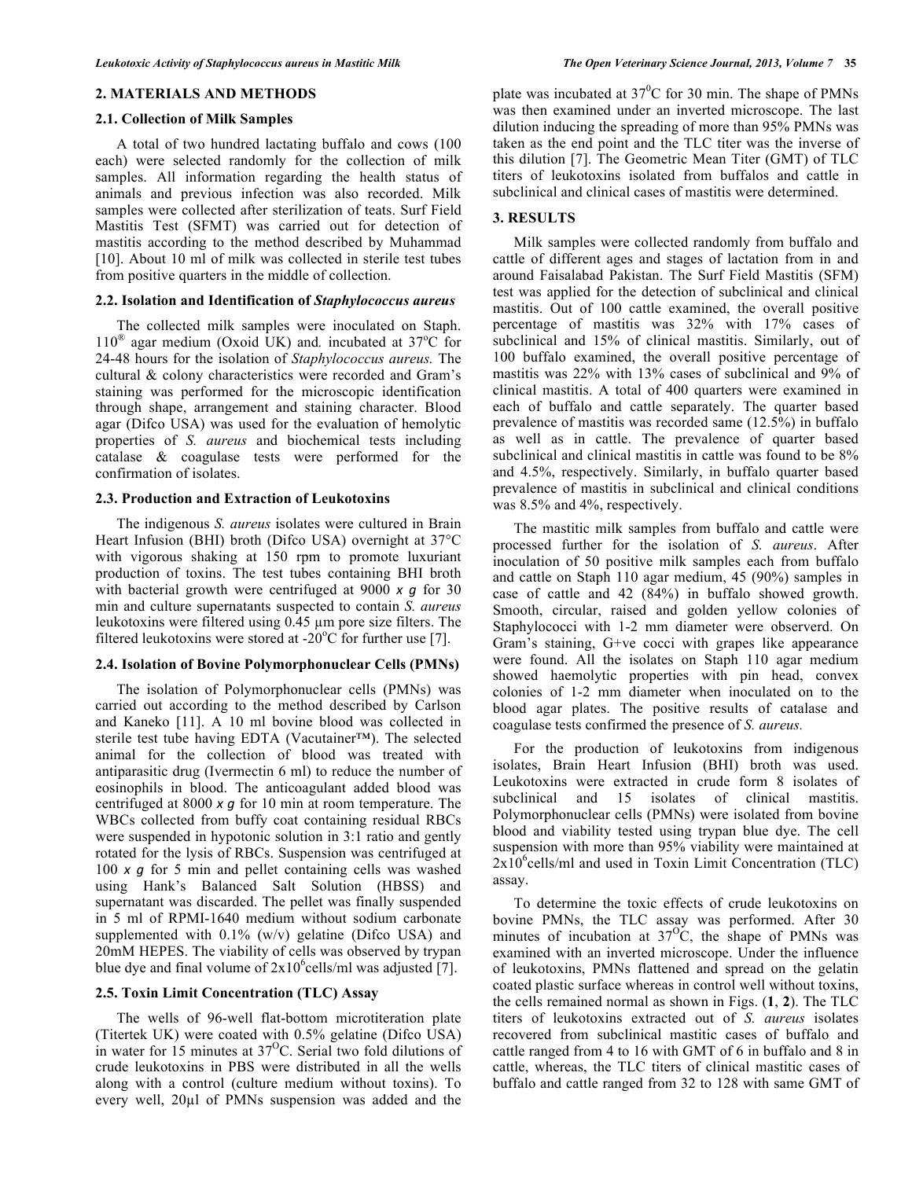## 2. MATERIALS AND METHODS

### 2.1. Collection of Milk Samples

A total of two hundred lactating buffalo and cows (100 each) were selected randomly for the collection of milk samples. All information regarding the health status of animals and previous infection was also recorded. Milk samples were collected after sterilization of teats. Surf Field Mastitis Test (SFMT) was carried out for detection of mastitis according to the method described by Muhammad [10]. About 10 ml of milk was collected in sterile test tubes from positive quarters in the middle of collection.

### 2.2. Isolation and Identification of *Staphylococcus aureus*

The collected milk samples were inoculated on Staph. 110® agar medium (Oxoid UK) and. incubated at 37°C for 24-48 hours for the isolation of *Staphylococcus aureus.* The cultural & colony characteristics were recorded and Gram's staining was performed for the microscopic identification through shape, arrangement and staining character. Blood agar (Difco USA) was used for the evaluation of hemolytic properties of *S. aureus* and biochemical tests including catalase & coagulase tests were performed for the confirmation of isolates.

### 2.3. Production and Extraction of Leukotoxins

The indigenous *S. aureus* isolates were cultured in Brain Heart Infusion (BHI) broth (Difco USA) overnight at 37°C with vigorous shaking at 150 rpm to promote luxuriant production of toxins. The test tubes containing BHI broth with bacterial growth were centrifuged at 9000 *x g* for 30 min and culture supernatants suspected to contain *S. aureus* leukotoxins were filtered using 0.45 µm pore size filters. The filtered leukotoxins were stored at -20°C for further use [7].

### 2.4. Isolation of Bovine Polymorphonuclear Cells (PMNs)

The isolation of Polymorphonuclear cells (PMNs) was carried out according to the method described by Carlson and Kaneko [11]. A 10 ml bovine blood was collected in sterile test tube having EDTA (Vacutainer™). The selected animal for the collection of blood was treated with antiparasitic drug (Ivermectin 6 ml) to reduce the number of eosinophils in blood. The anticoagulant added blood was centrifuged at 8000 *x g* for 10 min at room temperature. The WBCs collected from buffy coat containing residual RBCs were suspended in hypotonic solution in 3:1 ratio and gently rotated for the lysis of RBCs. Suspension was centrifuged at 100 *x g* for 5 min and pellet containing cells was washed using Hank's Balanced Salt Solution (HBSS) and supernatant was discarded. The pellet was finally suspended in 5 ml of RPMI-1640 medium without sodium carbonate supplemented with 0.1% (w/v) gelatine (Difco USA) and 20mM HEPES. The viability of cells was observed by trypan blue dye and final volume of $2x10^6$cells/ml was adjusted [7].

### 2.5. Toxin Limit Concentration (TLC) Assay

The wells of 96-well flat-bottom microtiteration plate (Titertek UK) were coated with 0.5% gelatine (Difco USA) in water for 15 minutes at 37°C. Serial two fold dilutions of crude leukotoxins in PBS were distributed in all the wells along with a control (culture medium without toxins). To every well, 20µl of PMNs suspension was added and the plate was incubated at 37°C for 30 min. The shape of PMNs was then examined under an inverted microscope. The last dilution inducing the spreading of more than 95% PMNs was taken as the end point and the TLC titer was the inverse of this dilution [7]. The Geometric Mean Titer (GMT) of TLC titers of leukotoxins isolated from buffalos and cattle in subclinical and clinical cases of mastitis were determined.

## 3. RESULTS

Milk samples were collected randomly from buffalo and cattle of different ages and stages of lactation from in and around Faisalabad Pakistan. The Surf Field Mastitis (SFM) test was applied for the detection of subclinical and clinical mastitis. Out of 100 cattle examined, the overall positive percentage of mastitis was 32% with 17% cases of subclinical and 15% of clinical mastitis. Similarly, out of 100 buffalo examined, the overall positive percentage of mastitis was 22% with 13% cases of subclinical and 9% of clinical mastitis. A total of 400 quarters were examined in each of buffalo and cattle separately. The quarter based prevalence of mastitis was recorded same (12.5%) in buffalo as well as in cattle. The prevalence of quarter based subclinical and clinical mastitis in cattle was found to be 8% and 4.5%, respectively. Similarly, in buffalo quarter based prevalence of mastitis in subclinical and clinical conditions was 8.5% and 4%, respectively.

The mastitic milk samples from buffalo and cattle were processed further for the isolation of *S. aureus*. After inoculation of 50 positive milk samples each from buffalo and cattle on Staph 110 agar medium, 45 (90%) samples in case of cattle and 42 (84%) in buffalo showed growth. Smooth, circular, raised and golden yellow colonies of Staphylococci with 1-2 mm diameter were observerd. On Gram's staining, G+ve cocci with grapes like appearance were found. All the isolates on Staph 110 agar medium showed haemolytic properties with pin head, convex colonies of 1-2 mm diameter when inoculated on to the blood agar plates. The positive results of catalase and coagulase tests confirmed the presence of *S. aureus.*

For the production of leukotoxins from indigenous isolates, Brain Heart Infusion (BHI) broth was used. Leukotoxins were extracted in crude form 8 isolates of subclinical and 15 isolates of clinical mastitis. Polymorphonuclear cells (PMNs) were isolated from bovine blood and viability tested using trypan blue dye. The cell suspension with more than 95% viability were maintained at $2x10^6$cells/ml and used in Toxin Limit Concentration (TLC) assay.

To determine the toxic effects of crude leukotoxins on bovine PMNs, the TLC assay was performed. After 30 minutes of incubation at 37°C, the shape of PMNs was examined with an inverted microscope. Under the influence of leukotoxins, PMNs flattened and spread on the gelatin coated plastic surface whereas in control well without toxins, the cells remained normal as shown in Figs. (**1**, **2**). The TLC titers of leukotoxins extracted out of *S. aureus* isolates recovered from subclinical mastitic cases of buffalo and cattle ranged from 4 to 16 with GMT of 6 in buffalo and 8 in cattle, whereas, the TLC titers of clinical mastitic cases of buffalo and cattle ranged from 32 to 128 with same GMT of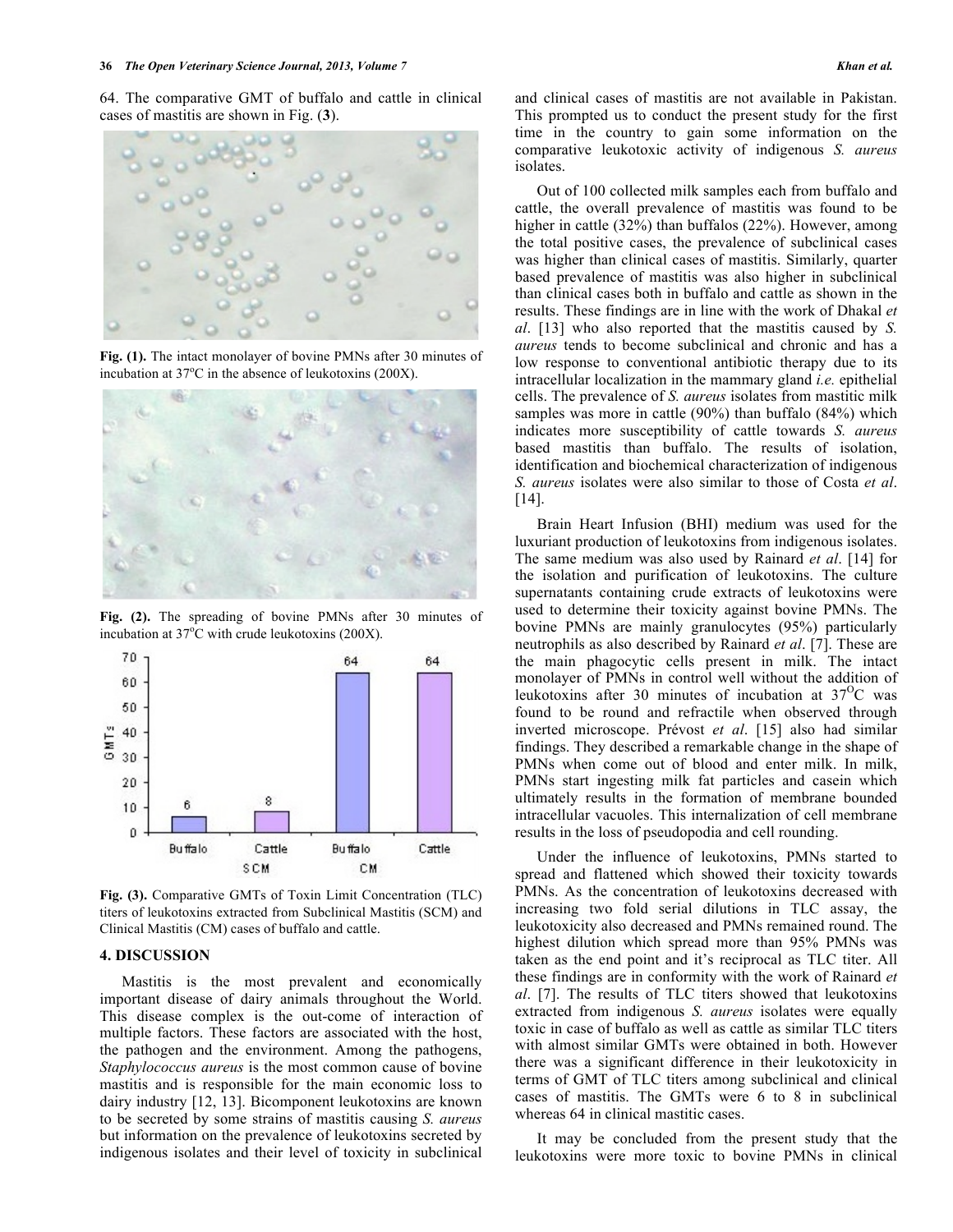64. The comparative GMT of buffalo and cattle in clinical cases of mastitis are shown in Fig. (**3**).

**Fig. (1).** The intact monolayer of bovine PMNs after 30 minutes of incubation at 37°C in the absence of leukotoxins (200X).

**Fig. (2).** The spreading of bovine PMNs after 30 minutes of incubation at 37°C with crude leukotoxins (200X).

**Fig. (3).** Comparative GMTs of Toxin Limit Concentration (TLC) titers of leukotoxins extracted from Subclinical Mastitis (SCM) and Clinical Mastitis (CM) cases of buffalo and cattle.

## 4. DISCUSSION

Mastitis is the most prevalent and economically important disease of dairy animals throughout the World. This disease complex is the out-come of interaction of multiple factors. These factors are associated with the host, the pathogen and the environment. Among the pathogens, *Staphylococcus aureus* is the most common cause of bovine mastitis and is responsible for the main economic loss to dairy industry [12, 13]. Bicomponent leukotoxins are known to be secreted by some strains of mastitis causing *S. aureus* but information on the prevalence of leukotoxins secreted by indigenous isolates and their level of toxicity in subclinical and clinical cases of mastitis are not available in Pakistan. This prompted us to conduct the present study for the first time in the country to gain some information on the comparative leukotoxic activity of indigenous *S. aureus* isolates.

Out of 100 collected milk samples each from buffalo and cattle, the overall prevalence of mastitis was found to be higher in cattle (32%) than buffalos (22%). However, among the total positive cases, the prevalence of subclinical cases was higher than clinical cases of mastitis. Similarly, quarter based prevalence of mastitis was also higher in subclinical than clinical cases both in buffalo and cattle as shown in the results. These findings are in line with the work of Dhakal *et al*. [13] who also reported that the mastitis caused by *S. aureus* tends to become subclinical and chronic and has a low response to conventional antibiotic therapy due to its intracellular localization in the mammary gland *i.e.* epithelial cells. The prevalence of *S. aureus* isolates from mastitic milk samples was more in cattle (90%) than buffalo (84%) which indicates more susceptibility of cattle towards *S. aureus* based mastitis than buffalo. The results of isolation, identification and biochemical characterization of indigenous *S. aureus* isolates were also similar to those of Costa *et al*. [14].

Brain Heart Infusion (BHI) medium was used for the luxuriant production of leukotoxins from indigenous isolates. The same medium was also used by Rainard *et al*. [14] for the isolation and purification of leukotoxins. The culture supernatants containing crude extracts of leukotoxins were used to determine their toxicity against bovine PMNs. The bovine PMNs are mainly granulocytes (95%) particularly neutrophils as also described by Rainard *et al*. [7]. These are the main phagocytic cells present in milk. The intact monolayer of PMNs in control well without the addition of leukotoxins after 30 minutes of incubation at 37°C was found to be round and refractile when observed through inverted microscope. Prévost *et al*. [15] also had similar findings. They described a remarkable change in the shape of PMNs when come out of blood and enter milk. In milk, PMNs start ingesting milk fat particles and casein which ultimately results in the formation of membrane bounded intracellular vacuoles. This internalization of cell membrane results in the loss of pseudopodia and cell rounding.

Under the influence of leukotoxins, PMNs started to spread and flattened which showed their toxicity towards PMNs. As the concentration of leukotoxins decreased with increasing two fold serial dilutions in TLC assay, the leukotoxicity also decreased and PMNs remained round. The highest dilution which spread more than 95% PMNs was taken as the end point and it's reciprocal as TLC titer. All these findings are in conformity with the work of Rainard *et al*. [7]. The results of TLC titers showed that leukotoxins extracted from indigenous *S. aureus* isolates were equally toxic in case of buffalo as well as cattle as similar TLC titers with almost similar GMTs were obtained in both. However there was a significant difference in their leukotoxicity in terms of GMT of TLC titers among subclinical and clinical cases of mastitis. The GMTs were 6 to 8 in subclinical whereas 64 in clinical mastitic cases.

It may be concluded from the present study that the leukotoxins were more toxic to bovine PMNs in clinical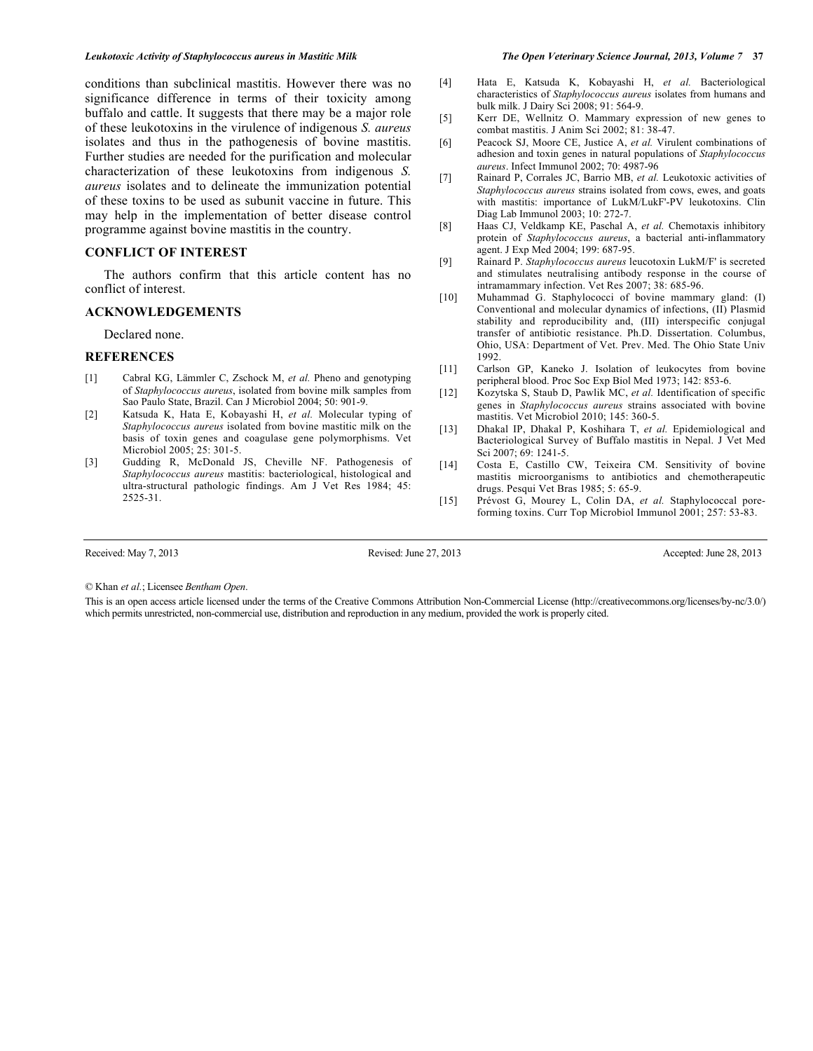conditions than subclinical mastitis. However there was no significance difference in terms of their toxicity among buffalo and cattle. It suggests that there may be a major role of these leukotoxins in the virulence of indigenous *S. aureus* isolates and thus in the pathogenesis of bovine mastitis. Further studies are needed for the purification and molecular characterization of these leukotoxins from indigenous *S. aureus* isolates and to delineate the immunization potential of these toxins to be used as subunit vaccine in future. This may help in the implementation of better disease control programme against bovine mastitis in the country.

## CONFLICT OF INTEREST

The authors confirm that this article content has no conflict of interest.

## ACKNOWLEDGEMENTS

Declared none.

## REFERENCES

[1] Cabral KG, Lämmler C, Zschock M, *et al.* Pheno and genotyping of *Staphylococcus aureus*, isolated from bovine milk samples from Sao Paulo State, Brazil. Can J Microbiol 2004; 50: 901-9.

[2] Katsuda K, Hata E, Kobayashi H, *et al.* Molecular typing of *Staphylococcus aureus* isolated from bovine mastitic milk on the basis of toxin genes and coagulase gene polymorphisms. Vet Microbiol 2005; 25: 301-5.

[3] Gudding R, McDonald JS, Cheville NF. Pathogenesis of *Staphylococcus aureus* mastitis: bacteriological, histological and ultra-structural pathologic findings. Am J Vet Res 1984; 45: 2525-31.

[4] Hata E, Katsuda K, Kobayashi H, *et al.* Bacteriological characteristics of *Staphylococcus aureus* isolates from humans and bulk milk. J Dairy Sci 2008; 91: 564-9.

[5] Kerr DE, Wellnitz O. Mammary expression of new genes to combat mastitis. J Anim Sci 2002; 81: 38-47.

[6] Peacock SJ, Moore CE, Justice A, *et al.* Virulent combinations of adhesion and toxin genes in natural populations of *Staphylococcus aureus*. Infect Immunol 2002; 70: 4987-96

[7] Rainard P, Corrales JC, Barrio MB, *et al.* Leukotoxic activities of *Staphylococcus aureus* strains isolated from cows, ewes, and goats with mastitis: importance of LukM/LukF'-PV leukotoxins. Clin Diag Lab Immunol 2003; 10: 272-7.

[8] Haas CJ, Veldkamp KE, Paschal A, *et al.* Chemotaxis inhibitory protein of *Staphylococcus aureus*, a bacterial anti-inflammatory agent. J Exp Med 2004; 199: 687-95.

[9] Rainard P. *Staphylococcus aureus* leucotoxin LukM/F' is secreted and stimulates neutralising antibody response in the course of intramammary infection. Vet Res 2007; 38: 685-96.

[10] Muhammad G. Staphylococci of bovine mammary gland: (I) Conventional and molecular dynamics of infections, (II) Plasmid stability and reproducibility and, (III) interspecific conjugal transfer of antibiotic resistance. Ph.D. Dissertation. Columbus, Ohio, USA: Department of Vet. Prev. Med. The Ohio State Univ 1992.

[11] Carlson GP, Kaneko J. Isolation of leukocytes from bovine peripheral blood. Proc Soc Exp Biol Med 1973; 142: 853-6.

[12] Kozytska S, Staub D, Pawlik MC, *et al.* Identification of specific genes in *Staphylococcus aureus* strains associated with bovine mastitis. Vet Microbiol 2010; 145: 360-5.

[13] Dhakal IP, Dhakal P, Koshihara T, *et al.* Epidemiological and Bacteriological Survey of Buffalo mastitis in Nepal. J Vet Med Sci 2007; 69: 1241-5.

[14] Costa E, Castillo CW, Teixeira CM. Sensitivity of bovine mastitis microorganisms to antibiotics and chemotherapeutic drugs. Pesqui Vet Bras 1985; 5: 65-9.

[15] Prévost G, Mourey L, Colin DA, *et al.* Staphylococcal pore-forming toxins. Curr Top Microbiol Immunol 2001; 257: 53-83.

Received: May 7, 2013 Revised: June 27, 2013 Accepted: June 28, 2013

© Khan *et al.*; Licensee *Bentham Open*.

This is an open access article licensed under the terms of the Creative Commons Attribution Non-Commercial License (http://creativecommons.org/licenses/by-nc/3.0/) which permits unrestricted, non-commercial use, distribution and reproduction in any medium, provided the work is properly cited.